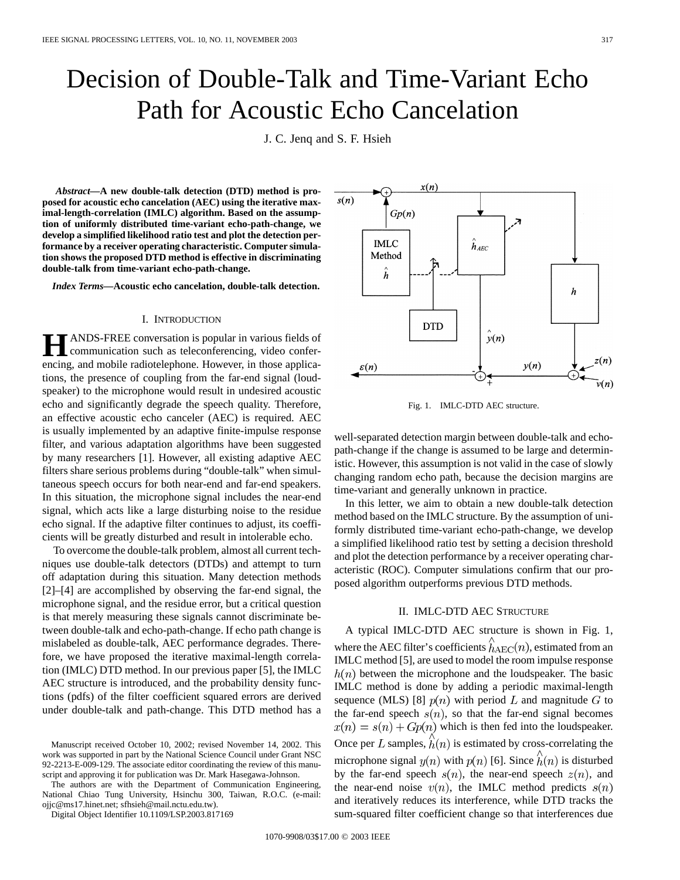# Decision of Double-Talk and Time-Variant Echo Path for Acoustic Echo Cancelation

J. C. Jenq and S. F. Hsieh

***Abstract*—A new double-talk detection (DTD) method is proposed for acoustic echo cancelation (AEC) using the iterative maximal-length-correlation (IMLC) algorithm. Based on the assumption of uniformly distributed time-variant echo-path-change, we develop a simplified likelihood ratio test and plot the detection performance by a receiver operating characteristic. Computer simulation shows the proposed DTD method is effective in discriminating double-talk from time-variant echo-path-change.**

***Index Terms*—Acoustic echo cancelation, double-talk detection.**

## I. Introduction

Hands-free conversation is popular in various fields of communication such as teleconferencing, video conferencing, and mobile radiotelephone. However, in those applications, the presence of coupling from the far-end signal (loudspeaker) to the microphone would result in undesired acoustic echo and significantly degrade the speech quality. Therefore, an effective acoustic echo canceler (AEC) is required. AEC is usually implemented by an adaptive finite-impulse response filter, and various adaptation algorithms have been suggested by many researchers [1]. However, all existing adaptive AEC filters share serious problems during "double-talk" when simultaneous speech occurs for both near-end and far-end speakers. In this situation, the microphone signal includes the near-end signal, which acts like a large disturbing noise to the residue echo signal. If the adaptive filter continues to adjust, its coefficients will be greatly disturbed and result in intolerable echo.

To overcome the double-talk problem, almost all current techniques use double-talk detectors (DTDs) and attempt to turn off adaptation during this situation. Many detection methods [2]–[4] are accomplished by observing the far-end signal, the microphone signal, and the residue error, but a critical question is that merely measuring these signals cannot discriminate between double-talk and echo-path-change. If echo path change is mislabeled as double-talk, AEC performance degrades. Therefore, we have proposed the iterative maximal-length correlation (IMLC) DTD method. In our previous paper [5], the IMLC AEC structure is introduced, and the probability density functions (pdfs) of the filter coefficient squared errors are derived under double-talk and path-change. This DTD method has a well-separated detection margin between double-talk and echo-path-change if the change is assumed to be large and deterministic. However, this assumption is not valid in the case of slowly changing random echo path, because the decision margins are time-variant and generally unknown in practice.

In this letter, we aim to obtain a new double-talk detection method based on the IMLC structure. By the assumption of uniformly distributed time-variant echo-path-change, we develop a simplified likelihood ratio test by setting a decision threshold and plot the detection performance by a receiver operating characteristic (ROC). Computer simulations confirm that our proposed algorithm outperforms previous DTD methods.

Manuscript received October 10, 2002; revised November 14, 2002. This work was supported in part by the National Science Council under Grant NSC 92-2213-E-009-129. The associate editor coordinating the review of this manuscript and approving it for publication was Dr. Mark Hasegawa-Johnson.

The authors are with the Department of Communication Engineering, National Chiao Tung University, Hsinchu 300, Taiwan, R.O.C. (e-mail: ojjc@ms17.hinet.net; sfhsieh@mail.nctu.edu.tw).

Digital Object Identifier 10.1109/LSP.2003.817169

Fig. 1. IMLC-DTD AEC structure.

## II. IMLC-DTD AEC Structure

A typical IMLC-DTD AEC structure is shown in Fig. 1, where the AEC filter's coefficients $\hat{h}_{\mathrm{AEC}}(n)$, estimated from an IMLC method [5], are used to model the room impulse response $h(n)$ between the microphone and the loudspeaker. The basic IMLC method is done by adding a periodic maximal-length sequence (MLS) [8] $p(n)$ with period $L$ and magnitude $G$ to the far-end speech $s(n)$, so that the far-end signal becomes $x(n) = s(n) + Gp(n)$ which is then fed into the loudspeaker. Once per $L$ samples, $\hat{h}(n)$ is estimated by cross-correlating the microphone signal $y(n)$ with $p(n)$ [6]. Since $\hat{h}(n)$ is disturbed by the far-end speech $s(n)$, the near-end speech $z(n)$, and the near-end noise $v(n)$, the IMLC method predicts $s(n)$ and iteratively reduces its interference, while DTD tracks the sum-squared filter coefficient change so that interferences due

1070-9908/03$17.00 © 2003 IEEE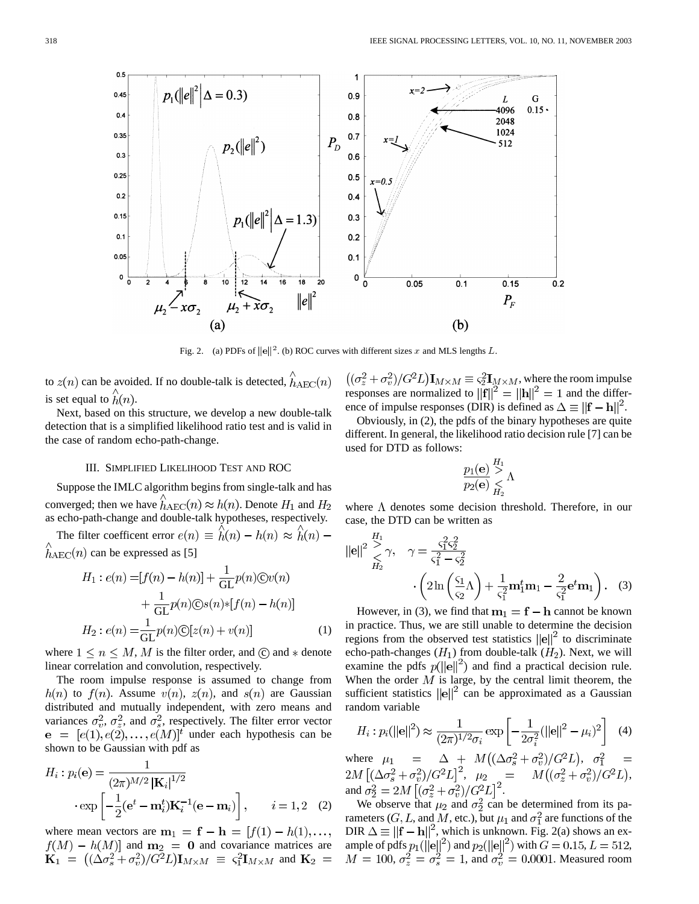Fig. 2. (a) PDFs of $\|\mathbf{e}\|^2$. (b) ROC curves with different sizes $x$ and MLS lengths $L$.

to $z(n)$ can be avoided. If no double-talk is detected, $\hat{h}_{\rm AEC}(n)$ is set equal to $\hat{h}(n)$.

Next, based on this structure, we develop a new double-talk detection that is a simplified likelihood ratio test and is valid in the case of random echo-path-change.

## III. Simplified Likelihood Test and ROC

Suppose the IMLC algorithm begins from single-talk and has converged; then we have $\hat{h}_{\rm AEC}(n) \approx h(n)$. Denote $H_1$ and $H_2$ as echo-path-change and double-talk hypotheses, respectively.

The filter coefficent error $e(n) \equiv \hat{h}(n) - h(n) \approx \hat{h}(n) - \hat{h}_{\rm AEC}(n)$ can be expressed as [5]

$$
\begin{aligned}
H_1 : e(n) =& [f(n) - h(n)] + \frac{1}{\rm GL} p(n) \copyright v(n) \\
&+ \frac{1}{\rm GL} p(n) \copyright s(n) * [f(n) - h(n)] \\
H_2 : e(n) =& \frac{1}{\rm GL} p(n) \copyright [z(n) + v(n)] \qquad (1)
\end{aligned}
$$

where $1 \leq n \leq M$, $M$ is the filter order, and © and $*$ denote linear correlation and convolution, respectively.

The room impulse response is assumed to change from $h(n)$ to $f(n)$. Assume $v(n)$, $z(n)$, and $s(n)$ are Gaussian distributed and mutually independent, with zero means and variances $\sigma_v^2$, $\sigma_z^2$, and $\sigma_s^2$, respectively. The filter error vector $\mathbf{e} = [e(1), e(2), \ldots, e(M)]^t$ under each hypothesis can be shown to be Gaussian with pdf as

$$
\begin{aligned}
H_i : p_i(\mathbf{e}) =& \frac{1}{(2\pi)^{M/2} |\mathbf{K}_i|^{1/2}} \\
&\cdot \exp\left[ -\frac{1}{2} (\mathbf{e}^t - \mathbf{m}_i^t) \mathbf{K}_i^{-1} (\mathbf{e} - \mathbf{m}_i) \right], \qquad i = 1, 2 \quad (2)
\end{aligned}
$$

where mean vectors are $\mathbf{m}_1 = \mathbf{f} - \mathbf{h} = [f(1) - h(1), \ldots, f(M) - h(M)]$ and $\mathbf{m}_2 = \mathbf{0}$ and covariance matrices are $\mathbf{K}_1 = \left( (\Delta \sigma_s^2 + \sigma_v^2)/G^2 L \right) \mathbf{I}_{M \times M} \equiv \varsigma_1^2 \mathbf{I}_{M \times M}$ and $\mathbf{K}_2 = \left( (\sigma_z^2 + \sigma_v^2)/G^2 L \right) \mathbf{I}_{M \times M} \equiv \varsigma_2^2 \mathbf{I}_{M \times M}$, where the room impulse responses are normalized to $\|\mathbf{f}\|^2 = \|\mathbf{h}\|^2 = 1$ and the difference of impulse responses (DIR) is defined as $\Delta \equiv \|\mathbf{f} - \mathbf{h}\|^2$.

Obviously, in (2), the pdfs of the binary hypotheses are quite different. In general, the likelihood ratio decision rule [7] can be used for DTD as follows:

$$
\frac{p_1(\mathbf{e})}{p_2(\mathbf{e})} \underset{H_2}{\overset{H_1}{\gtrless}} \Lambda
$$

where $\Lambda$ denotes some decision threshold. Therefore, in our case, the DTD can be written as

$$
\|\mathbf{e}\|^2 \underset{H_2}{\overset{H_1}{\gtrless}} \gamma, \quad \gamma = \frac{\varsigma_1^2 \varsigma_2^2}{\varsigma_1^2 - \varsigma_2^2} \cdot \left( 2 \ln \left( \frac{\varsigma_1}{\varsigma_2} \Lambda \right) + \frac{1}{\varsigma_1^2} \mathbf{m}_1^t \mathbf{m}_1 - \frac{2}{\varsigma_1^2} \mathbf{e}^t \mathbf{m}_1 \right). \quad (3)
$$

However, in (3), we find that $\mathbf{m}_1 = \mathbf{f} - \mathbf{h}$ cannot be known in practice. Thus, we are still unable to determine the decision regions from the observed test statistics $\|\mathbf{e}\|^2$ to discriminate echo-path-changes ($H_1$) from double-talk ($H_2$). Next, we will examine the pdfs $p(\|\mathbf{e}\|^2)$ and find a practical decision rule. When the order $M$ is large, by the central limit theorem, the sufficient statistics $\|\mathbf{e}\|^2$ can be approximated as a Gaussian random variable

$$
H_i : p_i(\|\mathbf{e}\|^2) \approx \frac{1}{(2\pi)^{1/2} \sigma_i} \exp\left[ -\frac{1}{2\sigma_i^2} (\|\mathbf{e}\|^2 - \mu_i)^2 \right] \quad (4)
$$

where $\mu_1 = \Delta + M\left( (\Delta \sigma_s^2 + \sigma_v^2)/G^2 L \right)$, $\sigma_1^2 = 2M \left[ (\Delta \sigma_s^2 + \sigma_v^2)/G^2 L \right]^2$, $\mu_2 = M\left( (\sigma_z^2 + \sigma_v^2)/G^2 L \right)$, and $\sigma_2^2 = 2M \left[ (\sigma_z^2 + \sigma_v^2)/G^2 L \right]^2$.

We observe that $\mu_2$ and $\sigma_2^2$ can be determined from its parameters ($G$, $L$, and $M$, etc.), but $\mu_1$ and $\sigma_1^2$ are functions of the DIR $\Delta \equiv \|\mathbf{f} - \mathbf{h}\|^2$, which is unknown. Fig. 2(a) shows an example of pdfs $p_1(\|\mathbf{e}\|^2)$ and $p_2(\|\mathbf{e}\|^2)$ with $G = 0.15$, $L = 512$, $M = 100$, $\sigma_z^2 = \sigma_s^2 = 1$, and $\sigma_v^2 = 0.0001$. Measured room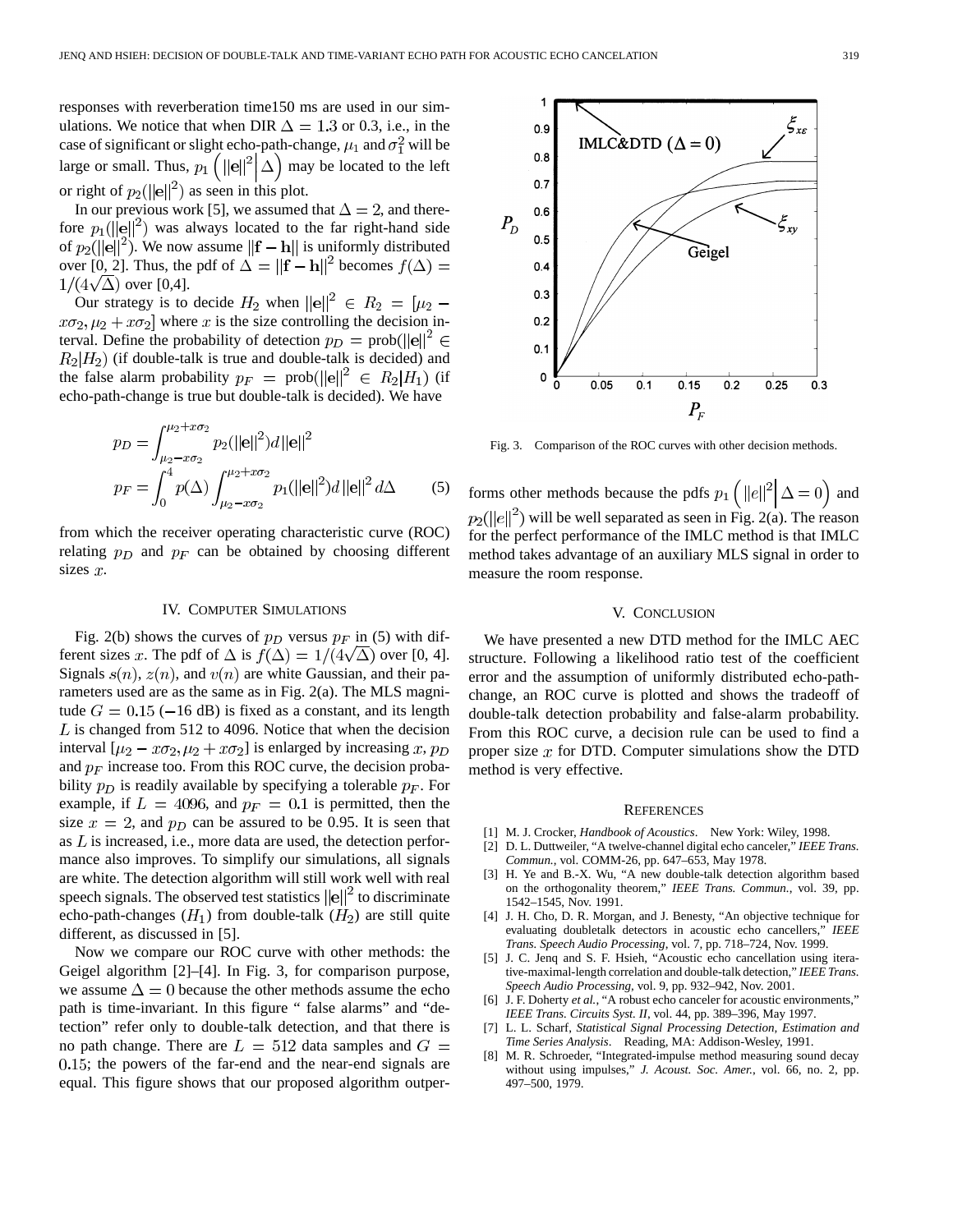responses with reverberation time150 ms are used in our simulations. We notice that when DIR $\Delta = 1.3$ or 0.3, i.e., in the case of significant or slight echo-path-change, $\mu_1$ and $\sigma_1^2$ will be large or small. Thus, $p_1\left(\|\mathbf{e}\|^2 \middle| \Delta\right)$ may be located to the left or right of $p_2(\|\mathbf{e}\|^2)$ as seen in this plot.

In our previous work [5], we assumed that $\Delta = 2$, and therefore $p_1(\|\mathbf{e}\|^2)$ was always located to the far right-hand side of $p_2(\|\mathbf{e}\|^2)$. We now assume $\|\mathbf{f} - \mathbf{h}\|$ is uniformly distributed over [0, 2]. Thus, the pdf of $\Delta = \|\mathbf{f} - \mathbf{h}\|^2$ becomes $f(\Delta) = 1/(4\sqrt{\Delta})$ over [0,4].

Our strategy is to decide $H_2$ when $\|\mathbf{e}\|^2 \in R_2 = [\mu_2 - x\sigma_2, \mu_2 + x\sigma_2]$ where $x$ is the size controlling the decision interval. Define the probability of detection $p_D = \text{prob}(\|\mathbf{e}\|^2 \in R_2 | H_2)$ (if double-talk is true and double-talk is decided) and the false alarm probability $p_F = \text{prob}(\|\mathbf{e}\|^2 \in R_2 | H_1)$ (if echo-path-change is true but double-talk is decided). We have

$$
\begin{aligned}
p_D &= \int_{\mu_2 - x\sigma_2}^{\mu_2 + x\sigma_2} p_2(\|\mathbf{e}\|^2) d\|\mathbf{e}\|^2 \\
p_F &= \int_0^4 p(\Delta) \int_{\mu_2 - x\sigma_2}^{\mu_2 + x\sigma_2} p_1(\|\mathbf{e}\|^2) d\|\mathbf{e}\|^2 \, d\Delta
\end{aligned}
\tag{5}
$$

from which the receiver operating characteristic curve (ROC) relating $p_D$ and $p_F$ can be obtained by choosing different sizes $x$.

## IV. Computer Simulations

Fig. 2(b) shows the curves of $p_D$ versus $p_F$ in (5) with different sizes $x$. The pdf of $\Delta$ is $f(\Delta) = 1/(4\sqrt{\Delta})$ over [0, 4]. Signals $s(n)$, $z(n)$, and $v(n)$ are white Gaussian, and their parameters used are as the same as in Fig. 2(a). The MLS magnitude $G = 0.15$ ($-16$ dB) is fixed as a constant, and its length $L$ is changed from 512 to 4096. Notice that when the decision interval $[\mu_2 - x\sigma_2, \mu_2 + x\sigma_2]$ is enlarged by increasing $x$, $p_D$ and $p_F$ increase too. From this ROC curve, the decision probability $p_D$ is readily available by specifying a tolerable $p_F$. For example, if $L = 4096$, and $p_F = 0.1$ is permitted, then the size $x = 2$, and $p_D$ can be assured to be 0.95. It is seen that as $L$ is increased, i.e., more data are used, the detection performance also improves. To simplify our simulations, all signals are white. The detection algorithm will still work well with real speech signals. The observed test statistics $\|\mathbf{e}\|^2$ to discriminate echo-path-changes ($H_1$) from double-talk ($H_2$) are still quite different, as discussed in [5].

Now we compare our ROC curve with other methods: the Geigel algorithm [2]–[4]. In Fig. 3, for comparison purpose, we assume $\Delta = 0$ because the other methods assume the echo path is time-invariant. In this figure " false alarms" and "detection" refer only to double-talk detection, and that there is no path change. There are $L = 512$ data samples and $G = 0.15$; the powers of the far-end and the near-end signals are equal. This figure shows that our proposed algorithm outperforms other methods because the pdfs $p_1\left(\|e\|^2 \middle| \Delta = 0\right)$ and $p_2(\|e\|^2)$ will be well separated as seen in Fig. 2(a). The reason for the perfect performance of the IMLC method is that IMLC method takes advantage of an auxiliary MLS signal in order to measure the room response.

IMLC&DTD ($\Delta = 0$)

$\xi_{x\varepsilon}$

$\xi_{xy}$

Geigel

$P_D$

$P_F$

Fig. 3. Comparison of the ROC curves with other decision methods.

## V. Conclusion

We have presented a new DTD method for the IMLC AEC structure. Following a likelihood ratio test of the coefficient error and the assumption of uniformly distributed echo-path-change, an ROC curve is plotted and shows the tradeoff of double-talk detection probability and false-alarm probability. From this ROC curve, a decision rule can be used to find a proper size $x$ for DTD. Computer simulations show the DTD method is very effective.

## References

[1] M. J. Crocker, *Handbook of Acoustics*. New York: Wiley, 1998.

[2] D. L. Duttweiler, "A twelve-channel digital echo canceler," *IEEE Trans. Commun.*, vol. COMM-26, pp. 647–653, May 1978.

[3] H. Ye and B.-X. Wu, "A new double-talk detection algorithm based on the orthogonality theorem," *IEEE Trans. Commun.*, vol. 39, pp. 1542–1545, Nov. 1991.

[4] J. H. Cho, D. R. Morgan, and J. Benesty, "An objective technique for evaluating doubletalk detectors in acoustic echo cancellers," *IEEE Trans. Speech Audio Processing*, vol. 7, pp. 718–724, Nov. 1999.

[5] J. C. Jenq and S. F. Hsieh, "Acoustic echo cancellation using iterative-maximal-length correlation and double-talk detection," *IEEE Trans. Speech Audio Processing*, vol. 9, pp. 932–942, Nov. 2001.

[6] J. F. Doherty *et al.*, "A robust echo canceler for acoustic environments," *IEEE Trans. Circuits Syst. II*, vol. 44, pp. 389–396, May 1997.

[7] L. L. Scharf, *Statistical Signal Processing Detection, Estimation and Time Series Analysis*. Reading, MA: Addison-Wesley, 1991.

[8] M. R. Schroeder, "Integrated-impulse method measuring sound decay without using impulses," *J. Acoust. Soc. Amer.*, vol. 66, no. 2, pp. 497–500, 1979.